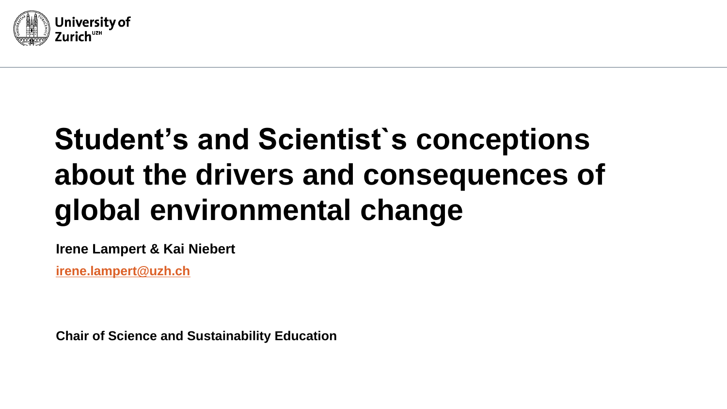University of Zurich[UZH]

# Student's and Scientist`s conceptions about the drivers and consequences of global environmental change

**Irene Lampert & Kai Niebert**

**irene.lampert@uzh.ch**

**Chair of Science and Sustainability Education**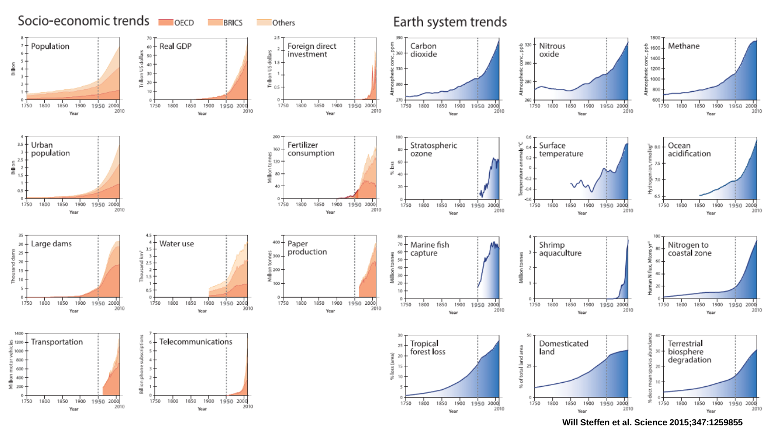## Socio-economic trends

OECD | BRICS | Others

- Population
- Real GDP
- Foreign direct investment
- Urban population
- Fertilizer consumption
- Large dams
- Water use
- Paper production
- Transportation
- Telecommunications

## Earth system trends

- Carbon dioxide
- Nitrous oxide
- Methane
- Stratospheric ozone
- Surface temperature
- Ocean acidification
- Marine fish capture
- Shrimp aquaculture
- Nitrogen to coastal zone
- Tropical forest loss
- Domesticated land
- Terrestrial biosphere degradation

**Will Steffen et al. Science 2015;347:1259855**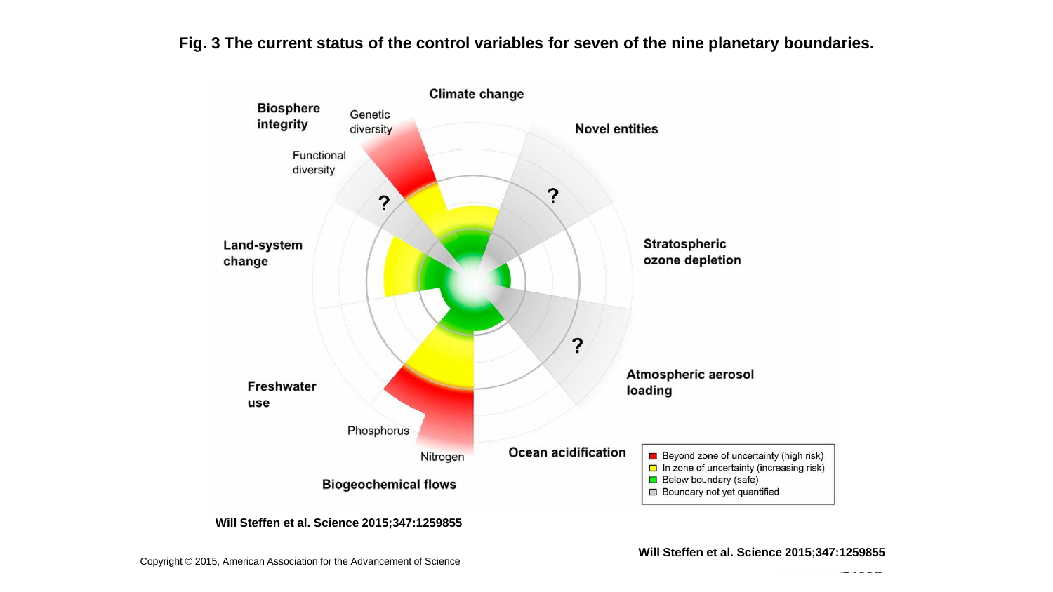**Fig. 3 The current status of the control variables for seven of the nine planetary boundaries.**

Climate change

Novel entities

Stratospheric ozone depletion

Atmospheric aerosol loading

Ocean acidification

Biogeochemical flows

Nitrogen

Phosphorus

Freshwater use

Land-system change

Biosphere integrity

Functional diversity

Genetic diversity

- Beyond zone of uncertainty (high risk)
- In zone of uncertainty (increasing risk)
- Below boundary (safe)
- Boundary not yet quantified

Will Steffen et al. Science 2015;347:1259855

Will Steffen et al. Science 2015;347:1259855

Copyright © 2015, American Association for the Advancement of Science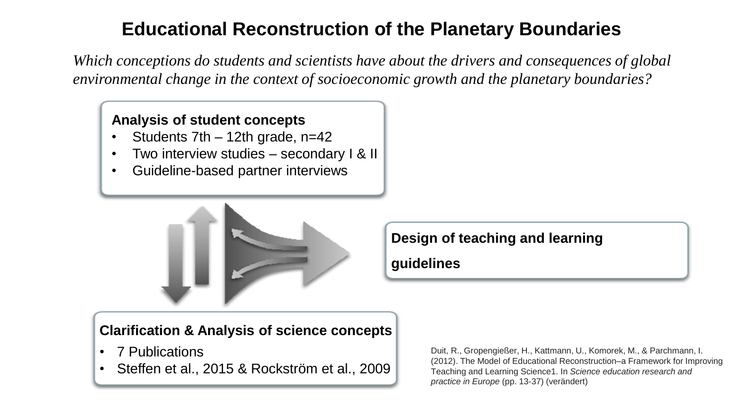# Educational Reconstruction of the Planetary Boundaries

*Which conceptions do students and scientists have about the drivers and consequences of global environmental change in the context of socioeconomic growth and the planetary boundaries?*

**Analysis of student concepts**

- Students 7th – 12th grade, n=42
- Two interview studies – secondary I & II
- Guideline-based partner interviews

**Design of teaching and learning guidelines**

**Clarification & Analysis of science concepts**

- 7 Publications
- Steffen et al., 2015 & Rockström et al., 2009

Duit, R., Gropengießer, H., Kattmann, U., Komorek, M., & Parchmann, I. (2012). The Model of Educational Reconstruction–a Framework for Improving Teaching and Learning Science1. In *Science education research and practice in Europe* (pp. 13-37) (verändert)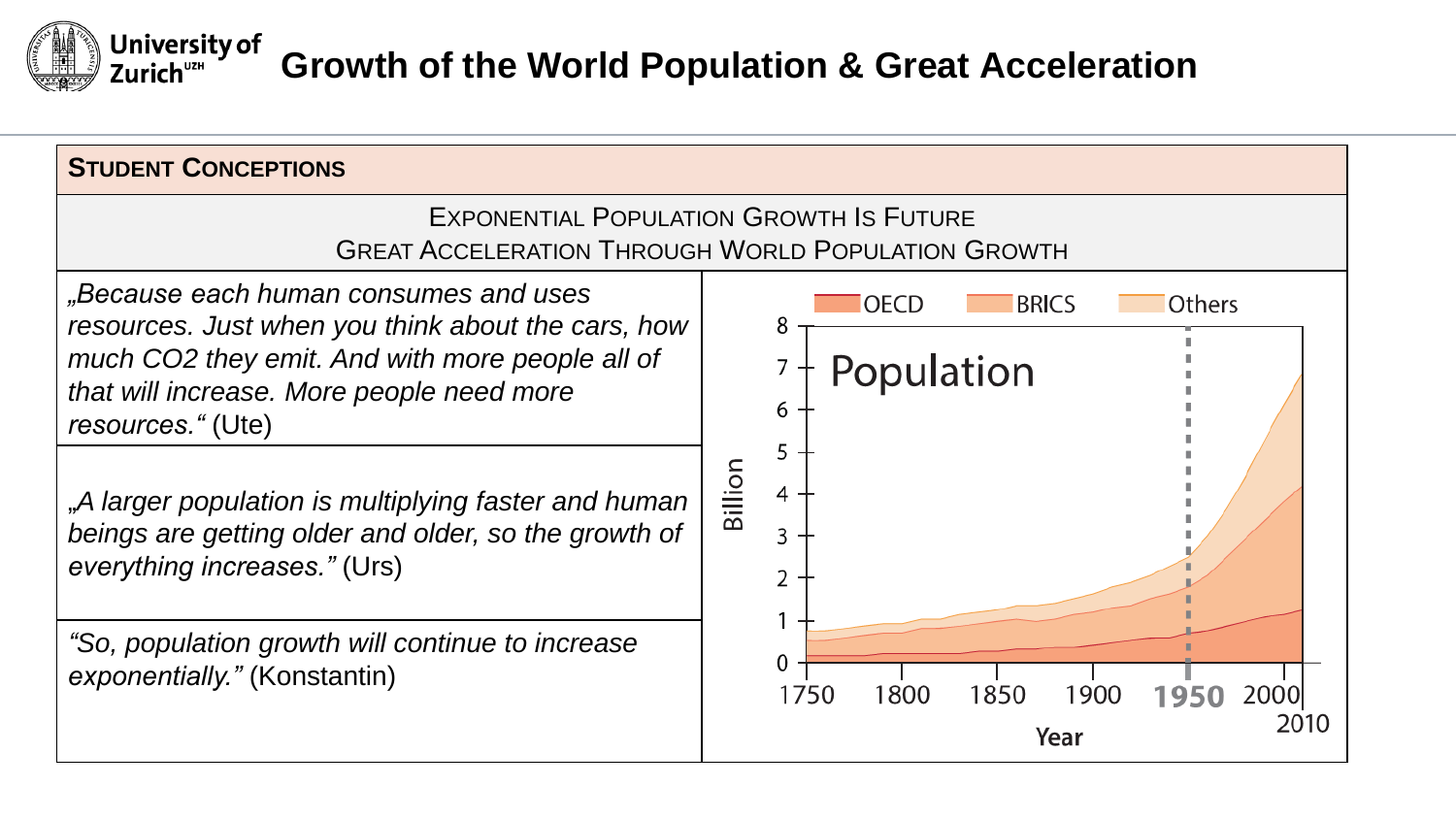# Growth of the World Population & Great Acceleration

## Student Conceptions

**Exponential Population Growth Is Future**
**Great Acceleration Through World Population Growth**

*„Because each human consumes and uses resources. Just when you think about the cars, how much CO2 they emit. And with more people all of that will increase. More people need more resources.“* (Ute)

*„A larger population is multiplying faster and human beings are getting older and older, so the growth of everything increases.”* (Urs)

*“So, population growth will continue to increase exponentially.”* (Konstantin)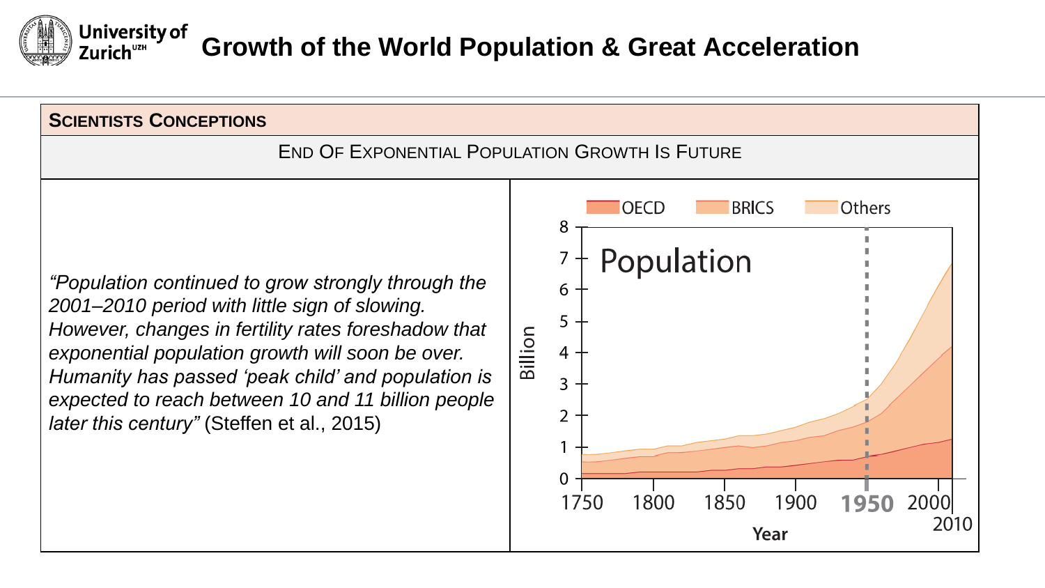# Growth of the World Population & Great Acceleration

## Scientists Conceptions

### End of Exponential Population Growth Is Future

*"Population continued to grow strongly through the 2001–2010 period with little sign of slowing. However, changes in fertility rates foreshadow that exponential population growth will soon be over. Humanity has passed 'peak child' and population is expected to reach between 10 and 11 billion people later this century"* (Steffen et al., 2015)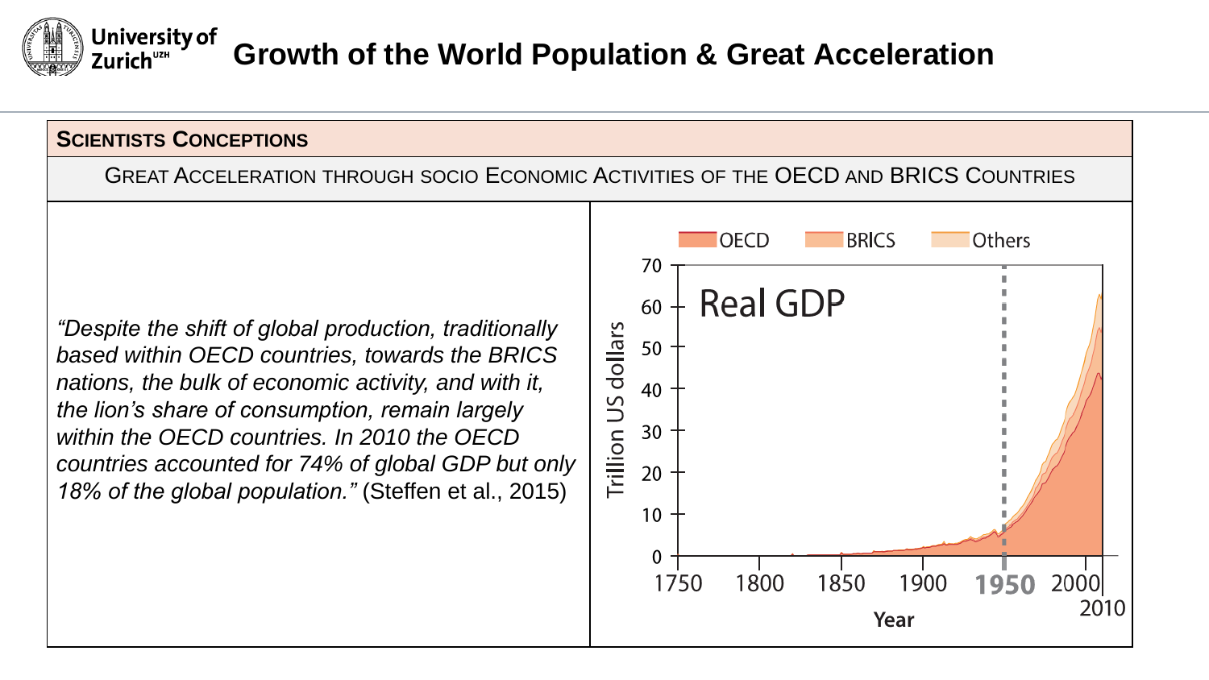# Growth of the World Population & Great Acceleration

## Scientists Conceptions

Great Acceleration through socio Economic Activities of the OECD and BRICS Countries

*"Despite the shift of global production, traditionally based within OECD countries, towards the BRICS nations, the bulk of economic activity, and with it, the lion's share of consumption, remain largely within the OECD countries. In 2010 the OECD countries accounted for 74% of global GDP but only 18% of the global population."* (Steffen et al., 2015)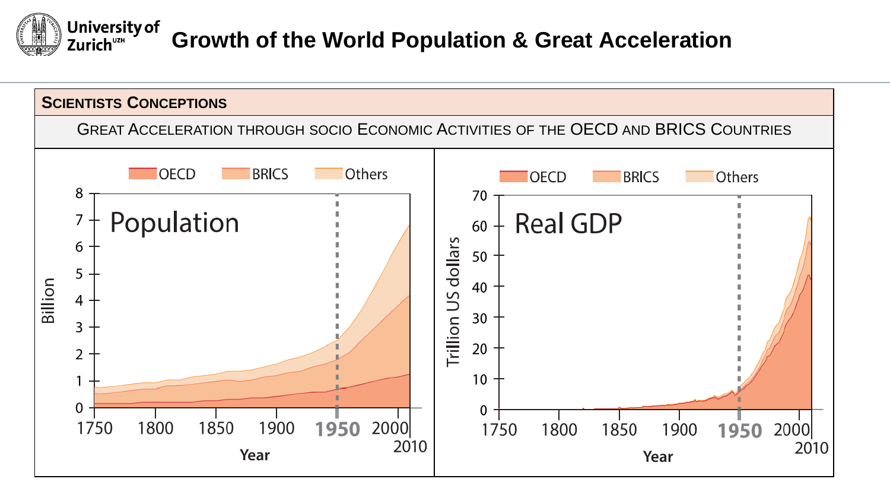# Growth of the World Population & Great Acceleration

## Scientists Conceptions

Great Acceleration through socio Economic Activities of the OECD and BRICS Countries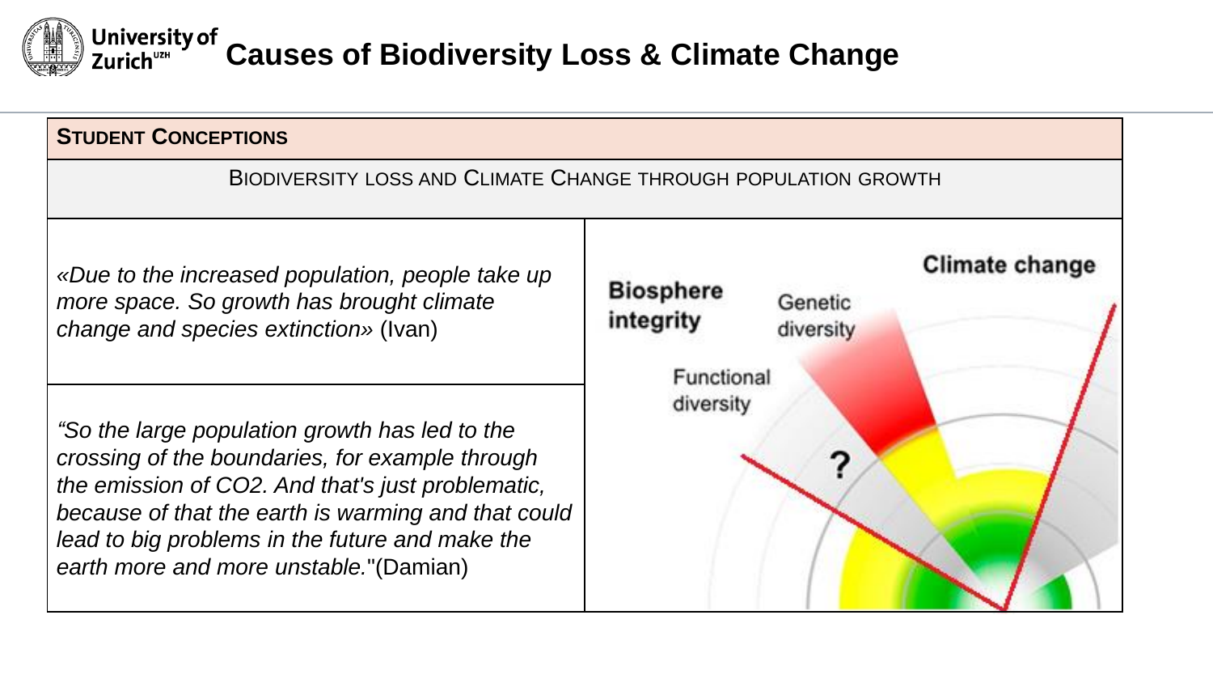# Causes of Biodiversity Loss & Climate Change

**STUDENT CONCEPTIONS**

BIODIVERSITY LOSS AND CLIMATE CHANGE THROUGH POPULATION GROWTH

*«Due to the increased population, people take up more space. So growth has brought climate change and species extinction»* (Ivan)

*"So the large population growth has led to the crossing of the boundaries, for example through the emission of CO2. And that's just problematic, because of that the earth is warming and that could lead to big problems in the future and make the earth more and more unstable."* (Damian)

Biosphere integrity

Genetic diversity

Functional diversity

?

Climate change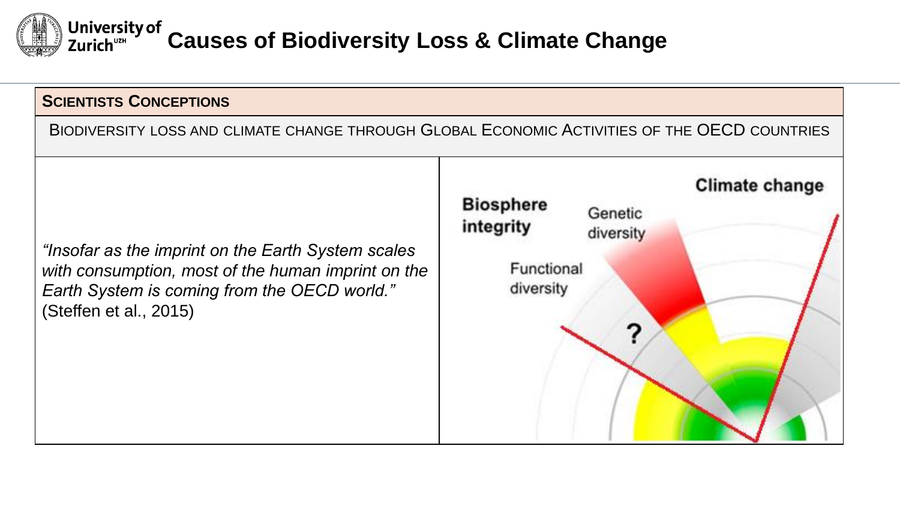# Causes of Biodiversity Loss & Climate Change

## Scientists Conceptions

Biodiversity loss and climate change through Global Economic Activities of the OECD countries

*"Insofar as the imprint on the Earth System scales with consumption, most of the human imprint on the Earth System is coming from the OECD world."* (Steffen et al., 2015)

Climate change

Biosphere integrity

Genetic diversity

Functional diversity

?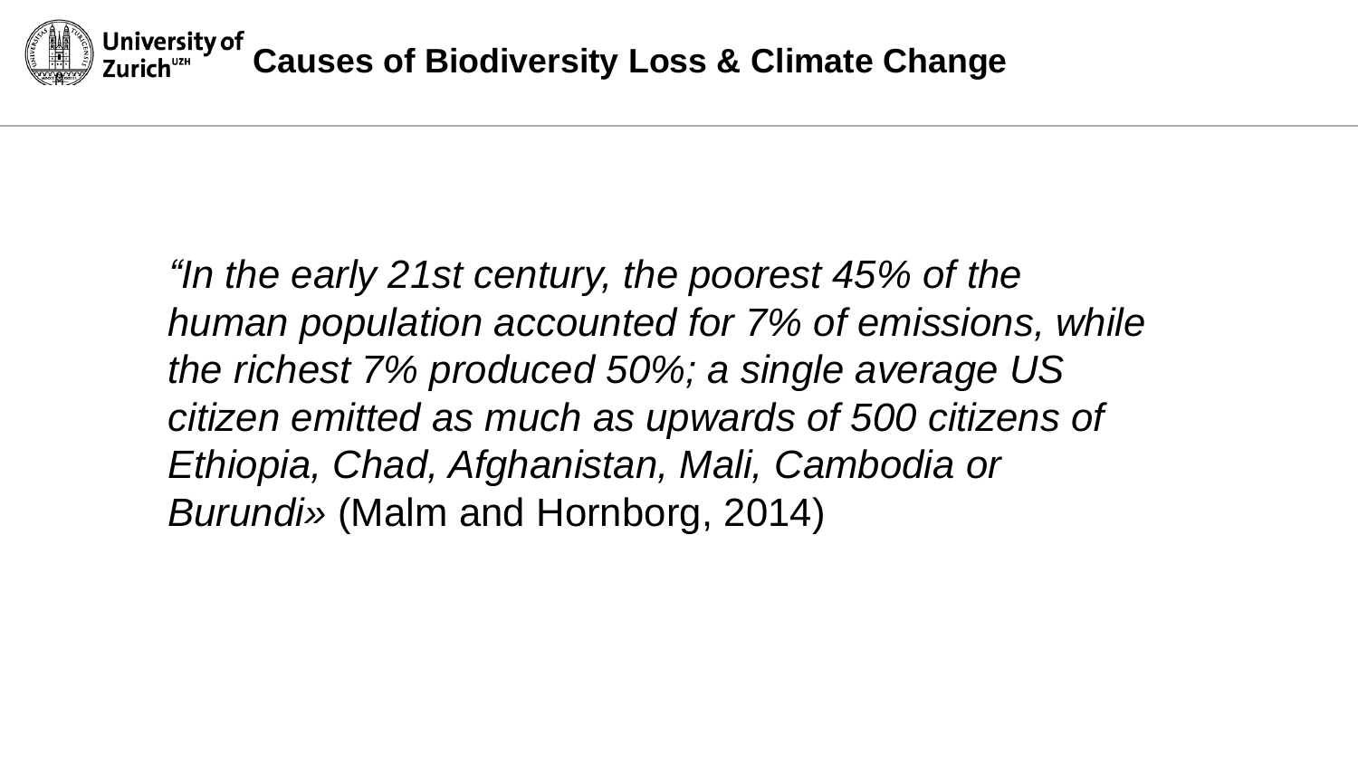# Causes of Biodiversity Loss & Climate Change

*“In the early 21st century, the poorest 45% of the human population accounted for 7% of emissions, while the richest 7% produced 50%; a single average US citizen emitted as much as upwards of 500 citizens of Ethiopia, Chad, Afghanistan, Mali, Cambodia or Burundi»* (Malm and Hornborg, 2014)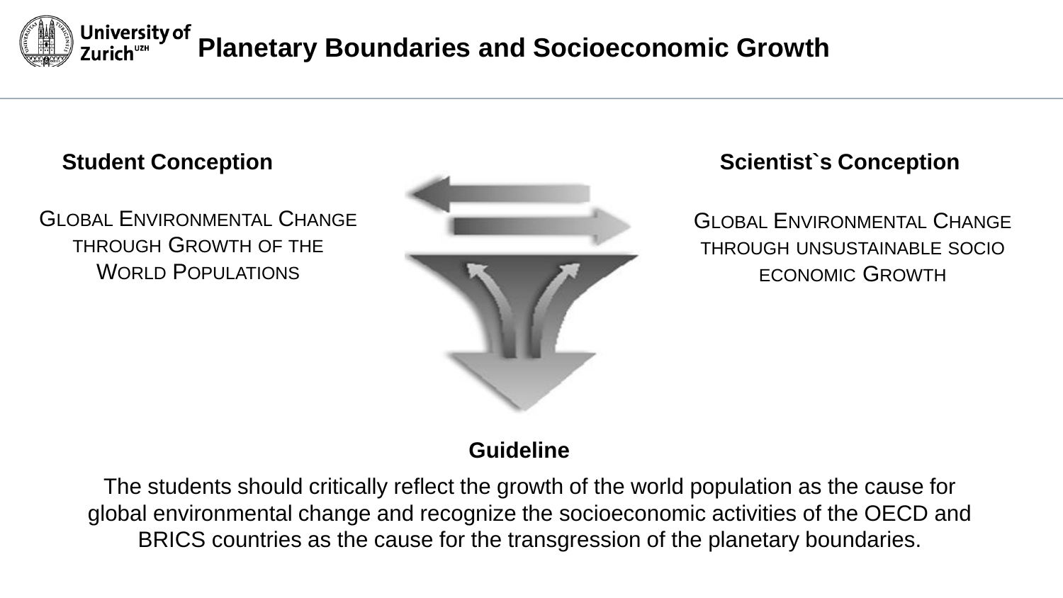# Planetary Boundaries and Socioeconomic Growth

## Student Conception

GLOBAL ENVIRONMENTAL CHANGE THROUGH GROWTH OF THE WORLD POPULATIONS

## Scientist`s Conception

GLOBAL ENVIRONMENTAL CHANGE THROUGH UNSUSTAINABLE SOCIO ECONOMIC GROWTH

## Guideline

The students should critically reflect the growth of the world population as the cause for global environmental change and recognize the socioeconomic activities of the OECD and BRICS countries as the cause for the transgression of the planetary boundaries.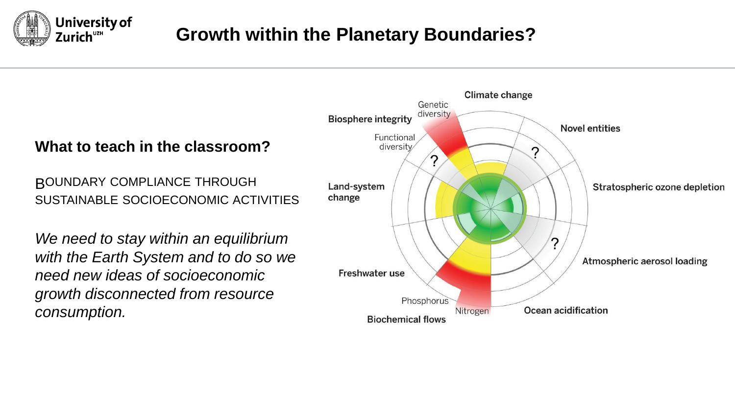# Growth within the Planetary Boundaries?

## What to teach in the classroom?

BOUNDARY COMPLIANCE THROUGH SUSTAINABLE SOCIOECONOMIC ACTIVITIES

*We need to stay within an equilibrium with the Earth System and to do so we need new ideas of socioeconomic growth disconnected from resource consumption.*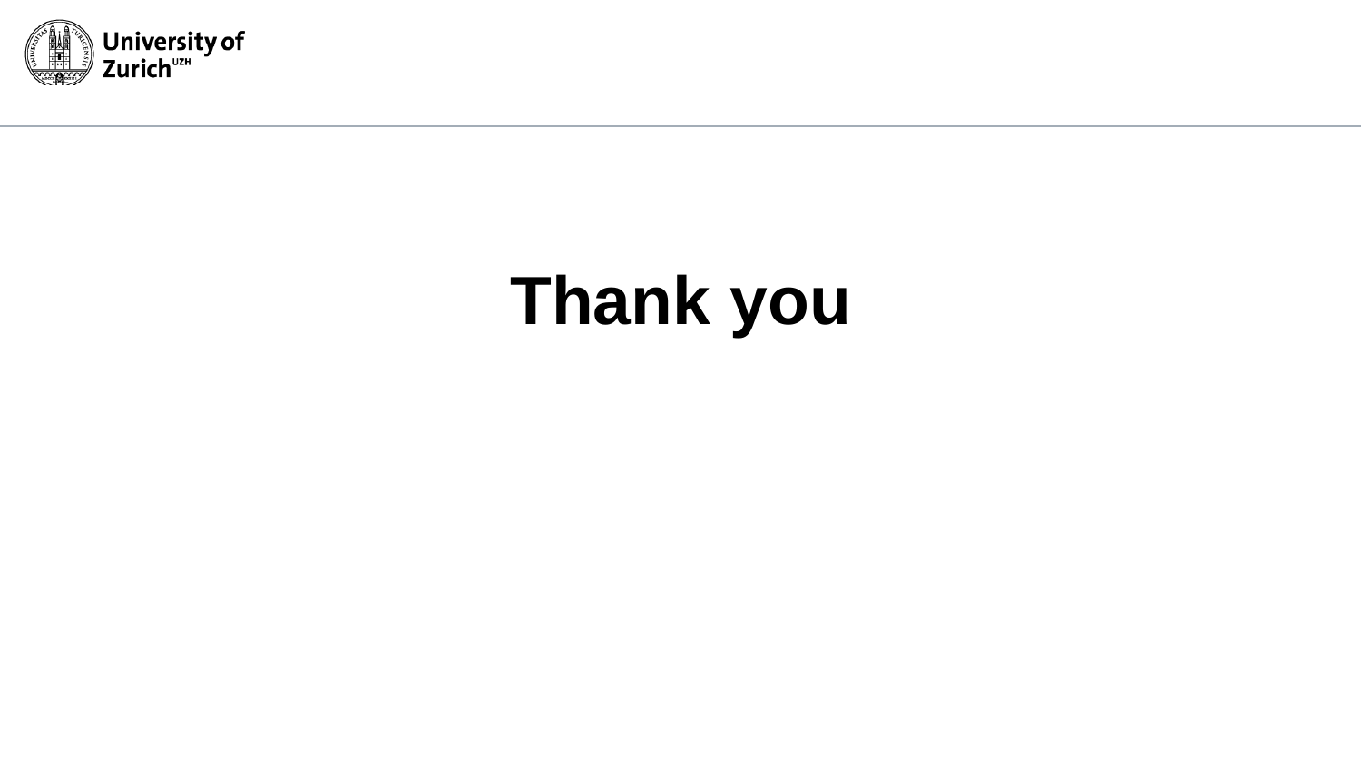# Thank you